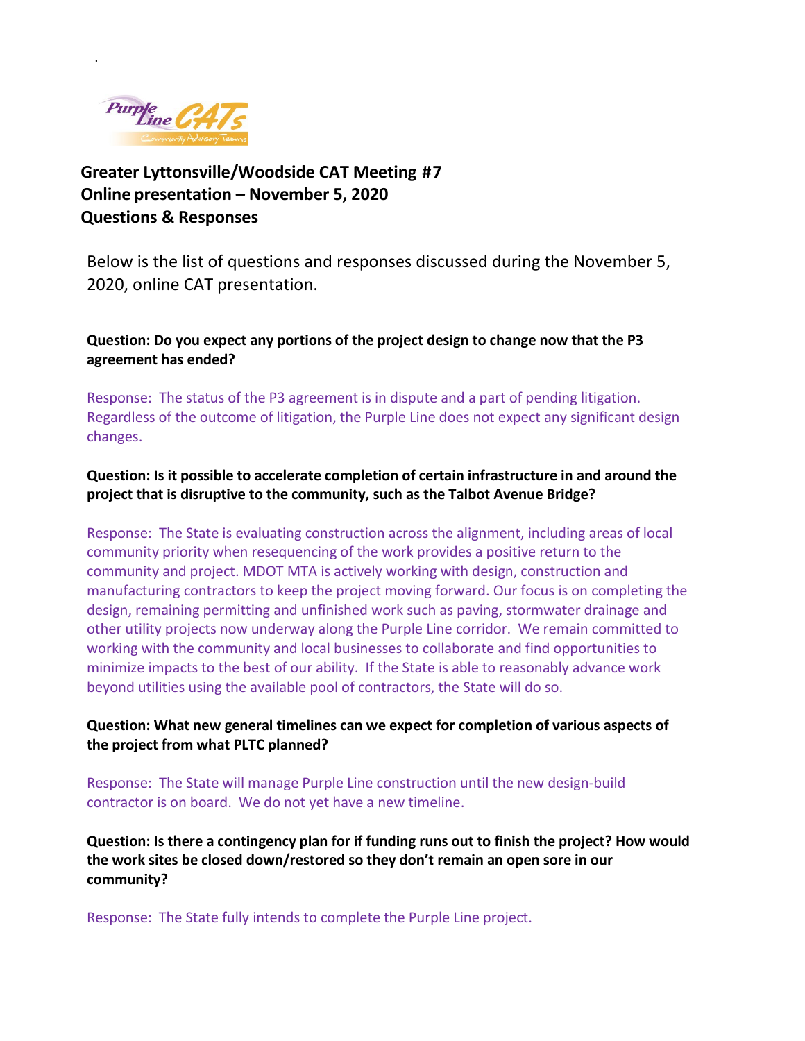# Greater Lyttonsville/Woodside CAT Meeting #7
# Online presentation – November 5, 2020
# Questions & Responses

Below is the list of questions and responses discussed during the November 5, 2020, online CAT presentation.

**Question: Do you expect any portions of the project design to change now that the P3 agreement has ended?**

Response: The status of the P3 agreement is in dispute and a part of pending litigation. Regardless of the outcome of litigation, the Purple Line does not expect any significant design changes.

**Question: Is it possible to accelerate completion of certain infrastructure in and around the project that is disruptive to the community, such as the Talbot Avenue Bridge?**

Response: The State is evaluating construction across the alignment, including areas of local community priority when resequencing of the work provides a positive return to the community and project. MDOT MTA is actively working with design, construction and manufacturing contractors to keep the project moving forward. Our focus is on completing the design, remaining permitting and unfinished work such as paving, stormwater drainage and other utility projects now underway along the Purple Line corridor. We remain committed to working with the community and local businesses to collaborate and find opportunities to minimize impacts to the best of our ability. If the State is able to reasonably advance work beyond utilities using the available pool of contractors, the State will do so.

**Question: What new general timelines can we expect for completion of various aspects of the project from what PLTC planned?**

Response: The State will manage Purple Line construction until the new design-build contractor is on board. We do not yet have a new timeline.

**Question: Is there a contingency plan for if funding runs out to finish the project? How would the work sites be closed down/restored so they don't remain an open sore in our community?**

Response: The State fully intends to complete the Purple Line project.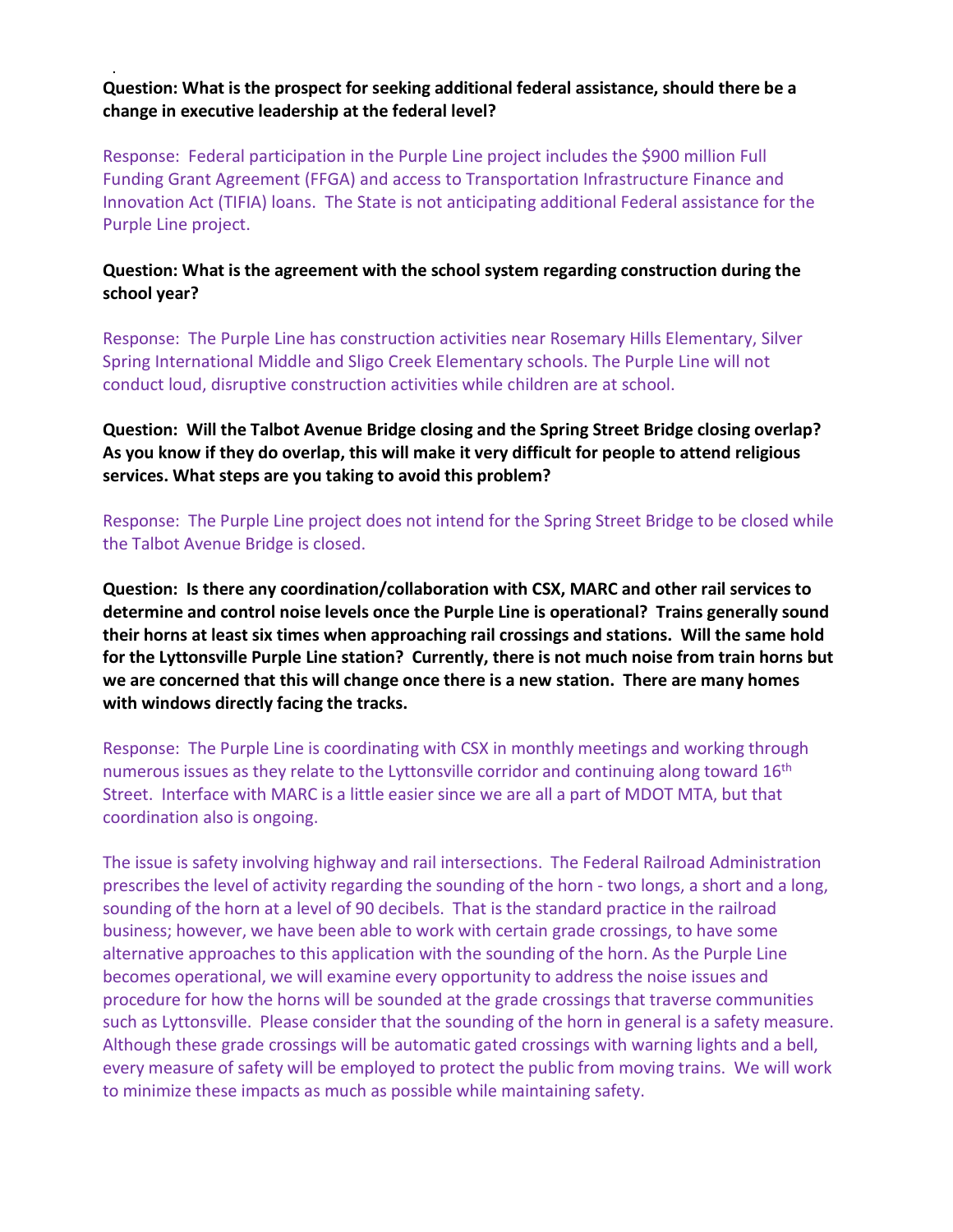**Question: What is the prospect for seeking additional federal assistance, should there be a change in executive leadership at the federal level?**

Response: Federal participation in the Purple Line project includes the $900 million Full Funding Grant Agreement (FFGA) and access to Transportation Infrastructure Finance and Innovation Act (TIFIA) loans. The State is not anticipating additional Federal assistance for the Purple Line project.

**Question: What is the agreement with the school system regarding construction during the school year?**

Response: The Purple Line has construction activities near Rosemary Hills Elementary, Silver Spring International Middle and Sligo Creek Elementary schools. The Purple Line will not conduct loud, disruptive construction activities while children are at school.

**Question: Will the Talbot Avenue Bridge closing and the Spring Street Bridge closing overlap? As you know if they do overlap, this will make it very difficult for people to attend religious services. What steps are you taking to avoid this problem?**

Response: The Purple Line project does not intend for the Spring Street Bridge to be closed while the Talbot Avenue Bridge is closed.

**Question: Is there any coordination/collaboration with CSX, MARC and other rail services to determine and control noise levels once the Purple Line is operational? Trains generally sound their horns at least six times when approaching rail crossings and stations. Will the same hold for the Lyttonsville Purple Line station? Currently, there is not much noise from train horns but we are concerned that this will change once there is a new station. There are many homes with windows directly facing the tracks.**

Response: The Purple Line is coordinating with CSX in monthly meetings and working through numerous issues as they relate to the Lyttonsville corridor and continuing along toward 16th Street. Interface with MARC is a little easier since we are all a part of MDOT MTA, but that coordination also is ongoing.

The issue is safety involving highway and rail intersections. The Federal Railroad Administration prescribes the level of activity regarding the sounding of the horn - two longs, a short and a long, sounding of the horn at a level of 90 decibels. That is the standard practice in the railroad business; however, we have been able to work with certain grade crossings, to have some alternative approaches to this application with the sounding of the horn. As the Purple Line becomes operational, we will examine every opportunity to address the noise issues and procedure for how the horns will be sounded at the grade crossings that traverse communities such as Lyttonsville. Please consider that the sounding of the horn in general is a safety measure. Although these grade crossings will be automatic gated crossings with warning lights and a bell, every measure of safety will be employed to protect the public from moving trains. We will work to minimize these impacts as much as possible while maintaining safety.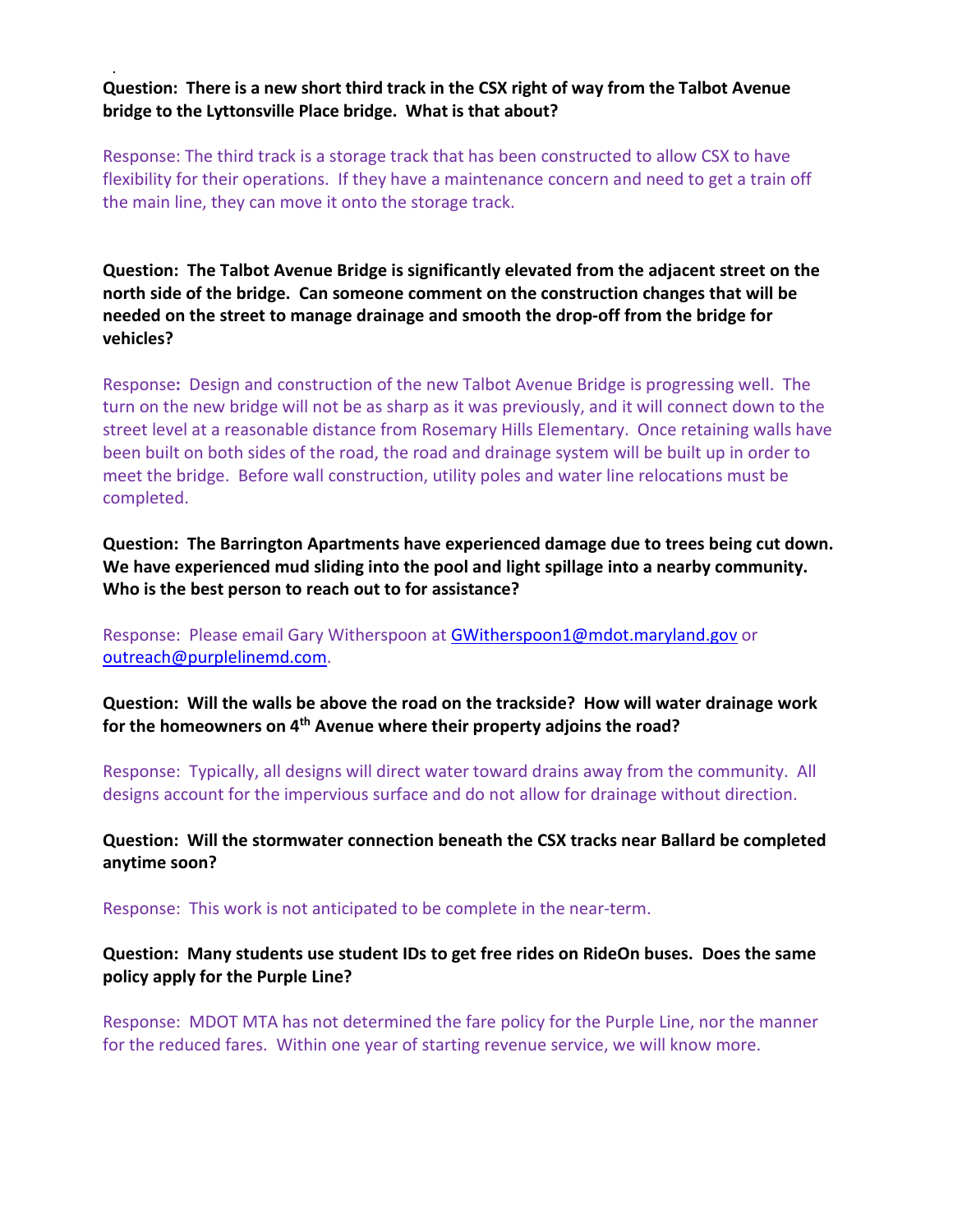**Question: There is a new short third track in the CSX right of way from the Talbot Avenue bridge to the Lyttonsville Place bridge. What is that about?**

Response: The third track is a storage track that has been constructed to allow CSX to have flexibility for their operations. If they have a maintenance concern and need to get a train off the main line, they can move it onto the storage track.

**Question: The Talbot Avenue Bridge is significantly elevated from the adjacent street on the north side of the bridge. Can someone comment on the construction changes that will be needed on the street to manage drainage and smooth the drop-off from the bridge for vehicles?**

Response**:** Design and construction of the new Talbot Avenue Bridge is progressing well. The turn on the new bridge will not be as sharp as it was previously, and it will connect down to the street level at a reasonable distance from Rosemary Hills Elementary. Once retaining walls have been built on both sides of the road, the road and drainage system will be built up in order to meet the bridge. Before wall construction, utility poles and water line relocations must be completed.

**Question: The Barrington Apartments have experienced damage due to trees being cut down. We have experienced mud sliding into the pool and light spillage into a nearby community. Who is the best person to reach out to for assistance?**

Response: Please email Gary Witherspoon at GWitherspoon1@mdot.maryland.gov or outreach@purplelinemd.com.

**Question: Will the walls be above the road on the trackside? How will water drainage work for the homeowners on 4th Avenue where their property adjoins the road?**

Response: Typically, all designs will direct water toward drains away from the community. All designs account for the impervious surface and do not allow for drainage without direction.

**Question: Will the stormwater connection beneath the CSX tracks near Ballard be completed anytime soon?**

Response: This work is not anticipated to be complete in the near-term.

**Question: Many students use student IDs to get free rides on RideOn buses. Does the same policy apply for the Purple Line?**

Response: MDOT MTA has not determined the fare policy for the Purple Line, nor the manner for the reduced fares. Within one year of starting revenue service, we will know more.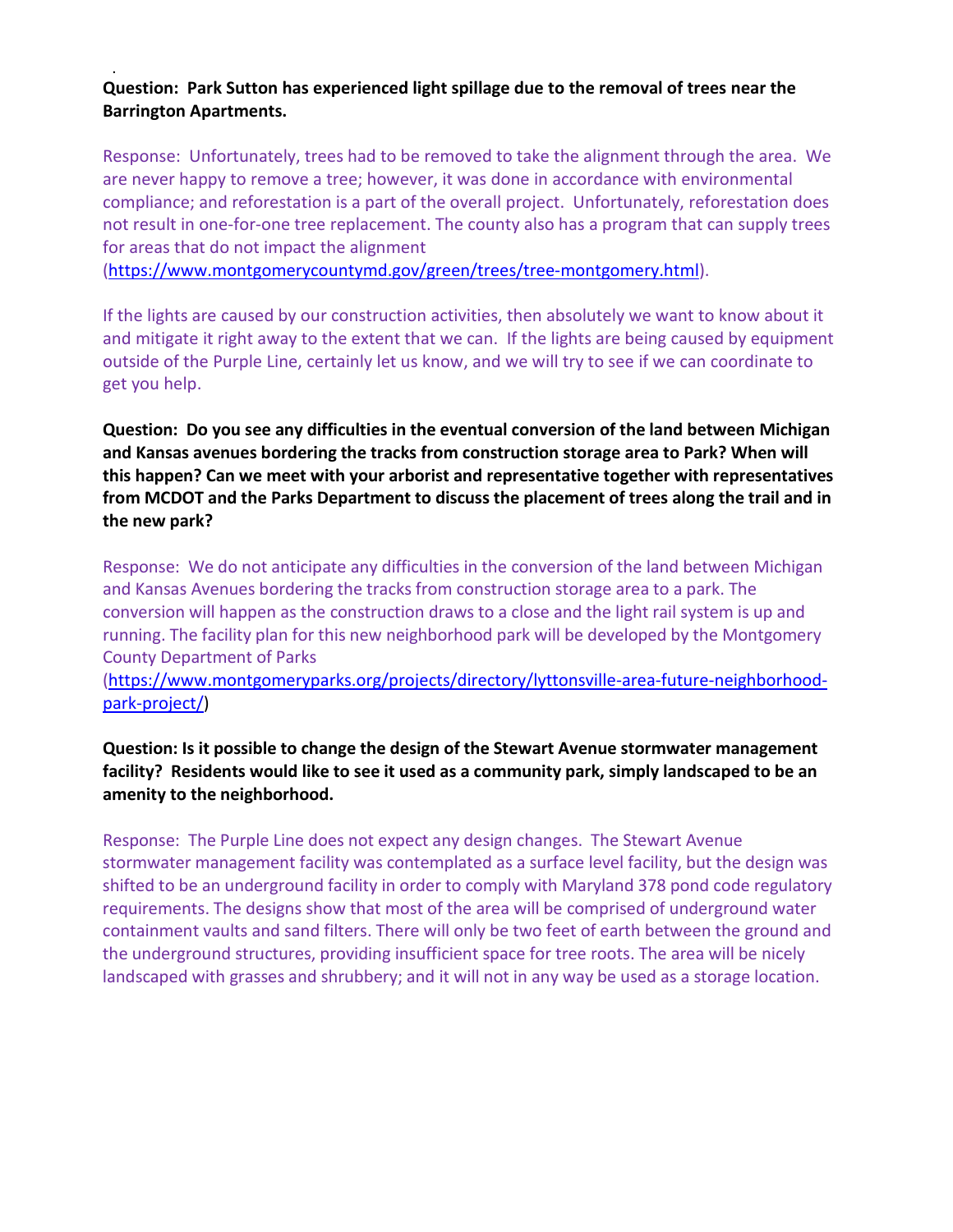**Question: Park Sutton has experienced light spillage due to the removal of trees near the Barrington Apartments.**

Response: Unfortunately, trees had to be removed to take the alignment through the area. We are never happy to remove a tree; however, it was done in accordance with environmental compliance; and reforestation is a part of the overall project. Unfortunately, reforestation does not result in one-for-one tree replacement. The county also has a program that can supply trees for areas that do not impact the alignment (https://www.montgomerycountymd.gov/green/trees/tree-montgomery.html).

If the lights are caused by our construction activities, then absolutely we want to know about it and mitigate it right away to the extent that we can. If the lights are being caused by equipment outside of the Purple Line, certainly let us know, and we will try to see if we can coordinate to get you help.

**Question: Do you see any difficulties in the eventual conversion of the land between Michigan and Kansas avenues bordering the tracks from construction storage area to Park? When will this happen? Can we meet with your arborist and representative together with representatives from MCDOT and the Parks Department to discuss the placement of trees along the trail and in the new park?**

Response: We do not anticipate any difficulties in the conversion of the land between Michigan and Kansas Avenues bordering the tracks from construction storage area to a park. The conversion will happen as the construction draws to a close and the light rail system is up and running. The facility plan for this new neighborhood park will be developed by the Montgomery County Department of Parks (https://www.montgomeryparks.org/projects/directory/lyttonsville-area-future-neighborhood-park-project/)

**Question: Is it possible to change the design of the Stewart Avenue stormwater management facility? Residents would like to see it used as a community park, simply landscaped to be an amenity to the neighborhood.**

Response: The Purple Line does not expect any design changes. The Stewart Avenue stormwater management facility was contemplated as a surface level facility, but the design was shifted to be an underground facility in order to comply with Maryland 378 pond code regulatory requirements. The designs show that most of the area will be comprised of underground water containment vaults and sand filters. There will only be two feet of earth between the ground and the underground structures, providing insufficient space for tree roots. The area will be nicely landscaped with grasses and shrubbery; and it will not in any way be used as a storage location.